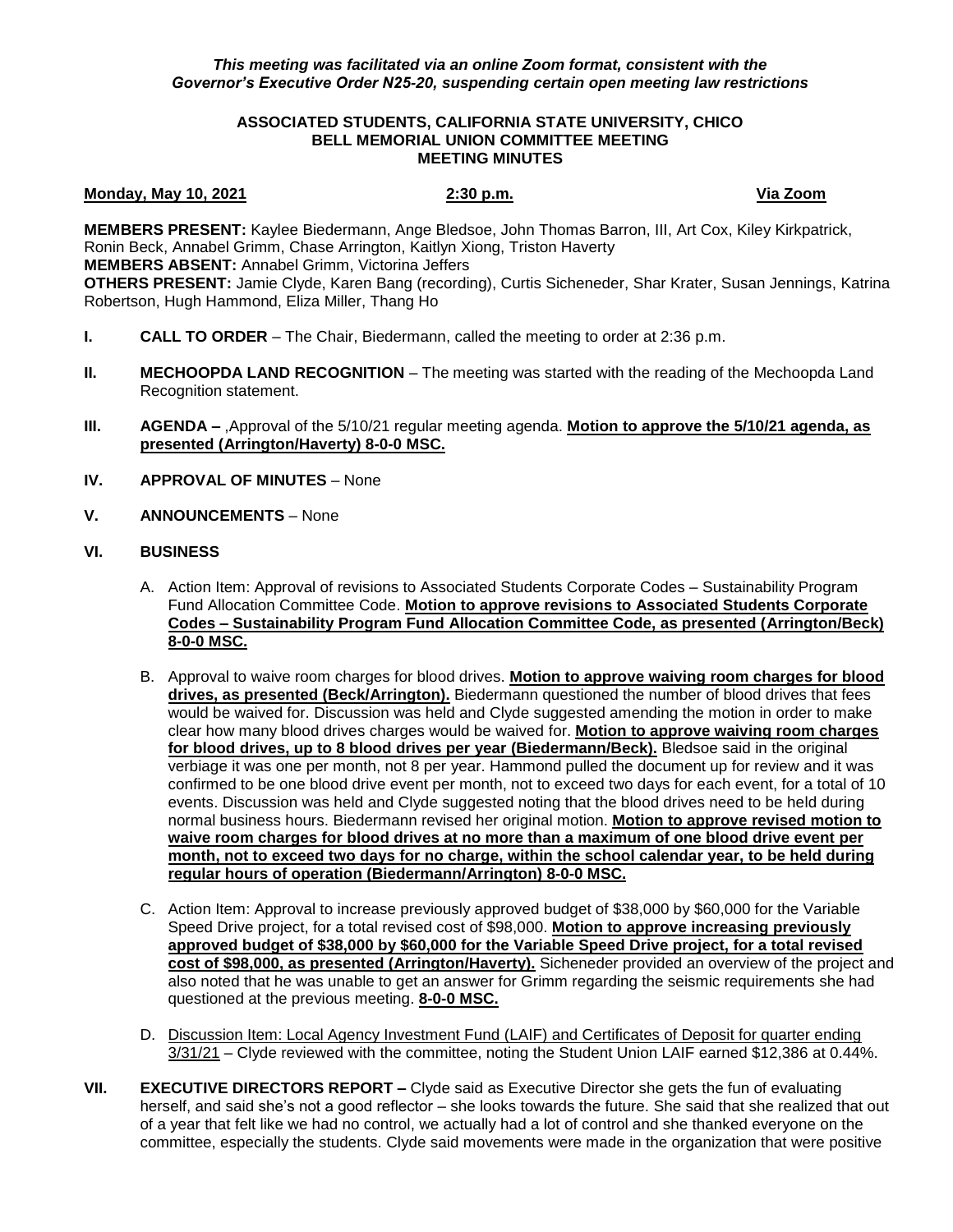*This meeting was facilitated via an online Zoom format, consistent with the Governor's Executive Order N25-20, suspending certain open meeting law restrictions*

**ASSOCIATED STUDENTS, CALIFORNIA STATE UNIVERSITY, CHICO**
**BELL MEMORIAL UNION COMMITTEE MEETING**
**MEETING MINUTES**

**Monday, May 10, 2021** **2:30 p.m.** **Via Zoom**

**MEMBERS PRESENT:** Kaylee Biedermann, Ange Bledsoe, John Thomas Barron, III, Art Cox, Kiley Kirkpatrick, Ronin Beck, Annabel Grimm, Chase Arrington, Kaitlyn Xiong, Triston Haverty
**MEMBERS ABSENT:** Annabel Grimm, Victorina Jeffers
**OTHERS PRESENT:** Jamie Clyde, Karen Bang (recording), Curtis Sicheneder, Shar Krater, Susan Jennings, Katrina Robertson, Hugh Hammond, Eliza Miller, Thang Ho

**I. CALL TO ORDER** – The Chair, Biedermann, called the meeting to order at 2:36 p.m.

**II. MECHOOPDA LAND RECOGNITION** – The meeting was started with the reading of the Mechoopda Land Recognition statement.

**III. AGENDA –** ,Approval of the 5/10/21 regular meeting agenda. **Motion to approve the 5/10/21 agenda, as presented (Arrington/Haverty) 8-0-0 MSC.**

**IV. APPROVAL OF MINUTES** – None

**V. ANNOUNCEMENTS** – None

**VI. BUSINESS**

A. Action Item: Approval of revisions to Associated Students Corporate Codes – Sustainability Program Fund Allocation Committee Code. **Motion to approve revisions to Associated Students Corporate Codes – Sustainability Program Fund Allocation Committee Code, as presented (Arrington/Beck) 8-0-0 MSC.**

B. Approval to waive room charges for blood drives. **Motion to approve waiving room charges for blood drives, as presented (Beck/Arrington).** Biedermann questioned the number of blood drives that fees would be waived for. Discussion was held and Clyde suggested amending the motion in order to make clear how many blood drives charges would be waived for. **Motion to approve waiving room charges for blood drives, up to 8 blood drives per year (Biedermann/Beck).** Bledsoe said in the original verbiage it was one per month, not 8 per year. Hammond pulled the document up for review and it was confirmed to be one blood drive event per month, not to exceed two days for each event, for a total of 10 events. Discussion was held and Clyde suggested noting that the blood drives need to be held during normal business hours. Biedermann revised her original motion. **Motion to approve revised motion to waive room charges for blood drives at no more than a maximum of one blood drive event per month, not to exceed two days for no charge, within the school calendar year, to be held during regular hours of operation (Biedermann/Arrington) 8-0-0 MSC.**

C. Action Item: Approval to increase previously approved budget of $38,000 by $60,000 for the Variable Speed Drive project, for a total revised cost of $98,000. **Motion to approve increasing previously approved budget of $38,000 by $60,000 for the Variable Speed Drive project, for a total revised cost of $98,000, as presented (Arrington/Haverty).** Sicheneder provided an overview of the project and also noted that he was unable to get an answer for Grimm regarding the seismic requirements she had questioned at the previous meeting. **8-0-0 MSC.**

D. Discussion Item: Local Agency Investment Fund (LAIF) and Certificates of Deposit for quarter ending 3/31/21 – Clyde reviewed with the committee, noting the Student Union LAIF earned $12,386 at 0.44%.

**VII. EXECUTIVE DIRECTORS REPORT –** Clyde said as Executive Director she gets the fun of evaluating herself, and said she's not a good reflector – she looks towards the future. She said that she realized that out of a year that felt like we had no control, we actually had a lot of control and she thanked everyone on the committee, especially the students. Clyde said movements were made in the organization that were positive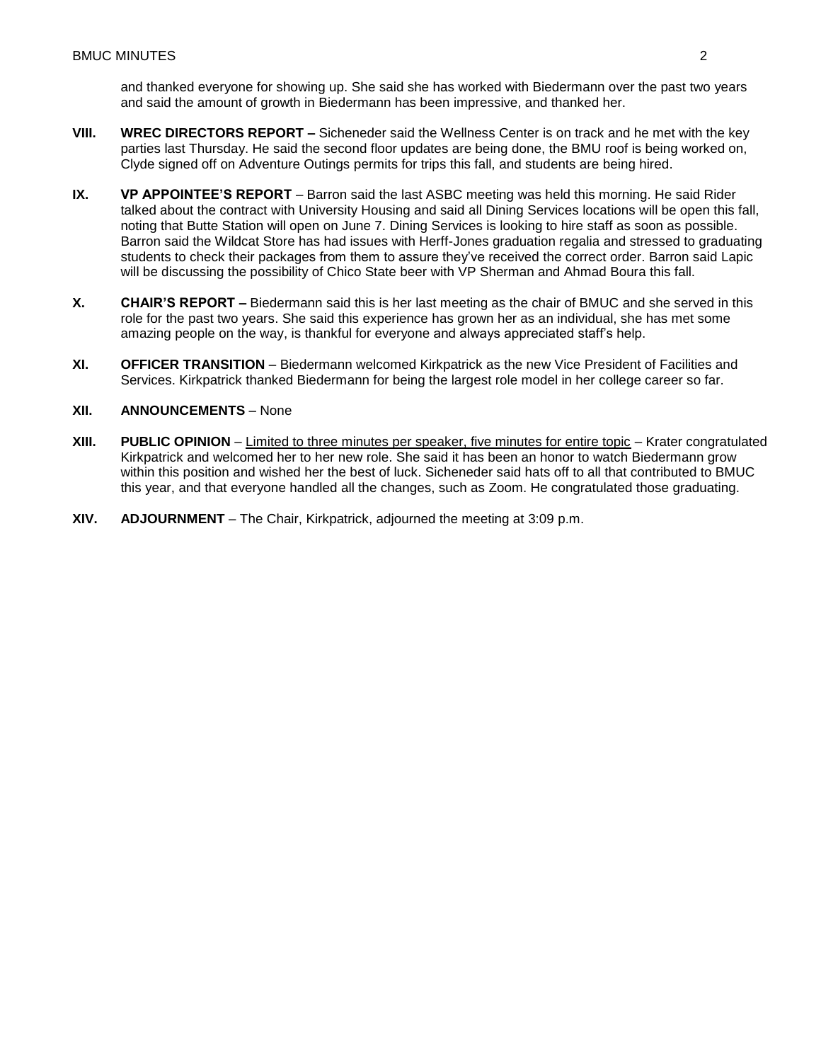and thanked everyone for showing up. She said she has worked with Biedermann over the past two years and said the amount of growth in Biedermann has been impressive, and thanked her.

**VIII. WREC DIRECTORS REPORT –** Sicheneder said the Wellness Center is on track and he met with the key parties last Thursday. He said the second floor updates are being done, the BMU roof is being worked on, Clyde signed off on Adventure Outings permits for trips this fall, and students are being hired.

**IX. VP APPOINTEE'S REPORT** – Barron said the last ASBC meeting was held this morning. He said Rider talked about the contract with University Housing and said all Dining Services locations will be open this fall, noting that Butte Station will open on June 7. Dining Services is looking to hire staff as soon as possible. Barron said the Wildcat Store has had issues with Herff-Jones graduation regalia and stressed to graduating students to check their packages from them to assure they've received the correct order. Barron said Lapic will be discussing the possibility of Chico State beer with VP Sherman and Ahmad Boura this fall.

**X. CHAIR'S REPORT –** Biedermann said this is her last meeting as the chair of BMUC and she served in this role for the past two years. She said this experience has grown her as an individual, she has met some amazing people on the way, is thankful for everyone and always appreciated staff's help.

**XI. OFFICER TRANSITION** – Biedermann welcomed Kirkpatrick as the new Vice President of Facilities and Services. Kirkpatrick thanked Biedermann for being the largest role model in her college career so far.

**XII. ANNOUNCEMENTS** – None

**XIII. PUBLIC OPINION** – Limited to three minutes per speaker, five minutes for entire topic – Krater congratulated Kirkpatrick and welcomed her to her new role. She said it has been an honor to watch Biedermann grow within this position and wished her the best of luck. Sicheneder said hats off to all that contributed to BMUC this year, and that everyone handled all the changes, such as Zoom. He congratulated those graduating.

**XIV. ADJOURNMENT** – The Chair, Kirkpatrick, adjourned the meeting at 3:09 p.m.